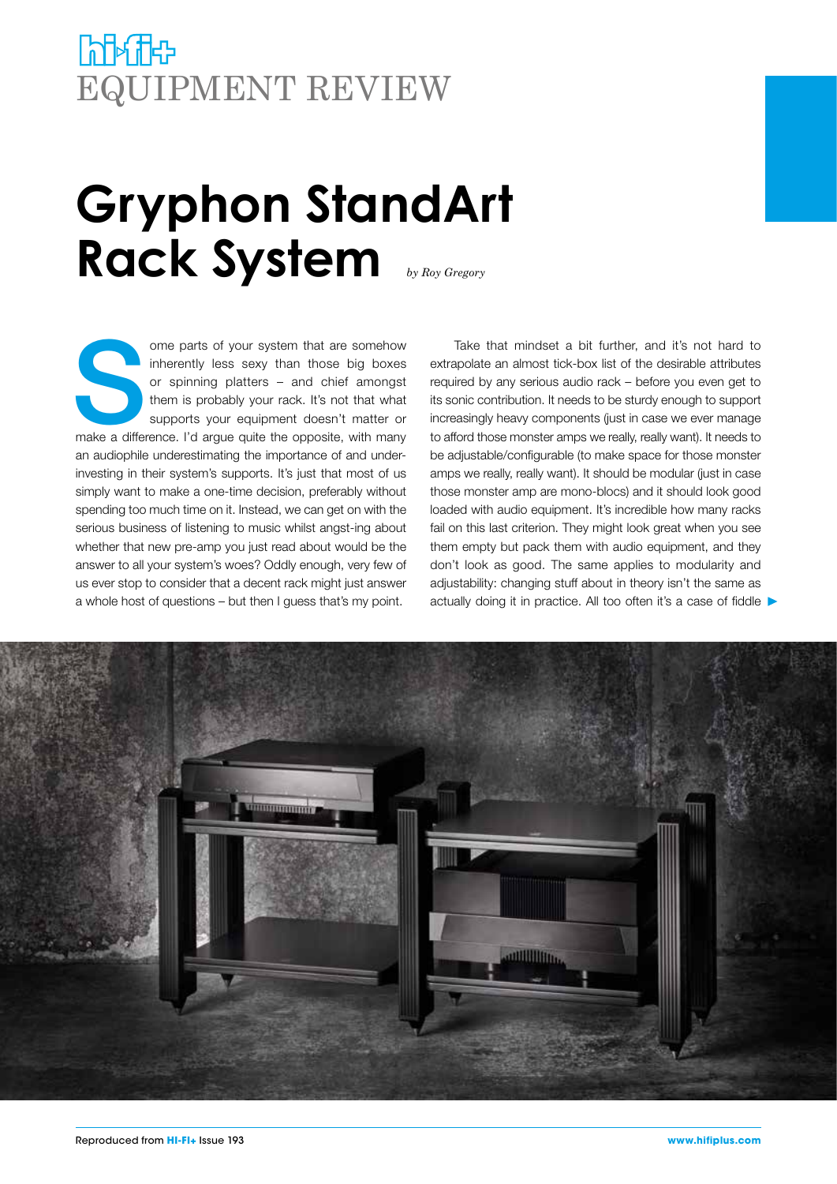# EQUIPMENT REVIEW

# Gryphon StandArt Rack System

*by Roy Gregory*

Some parts of your system that are somehow inherently less sexy than those big boxes or spinning platters – and chief amongst them is probably your rack. It's not that what supports your equipment doesn't matter or make a difference. I'd argue quite the opposite, with many an audiophile underestimating the importance of and under-investing in their system's supports. It's just that most of us simply want to make a one-time decision, preferably without spending too much time on it. Instead, we can get on with the serious business of listening to music whilst angst-ing about whether that new pre-amp you just read about would be the answer to all your system's woes? Oddly enough, very few of us ever stop to consider that a decent rack might just answer a whole host of questions – but then I guess that's my point.

Take that mindset a bit further, and it's not hard to extrapolate an almost tick-box list of the desirable attributes required by any serious audio rack – before you even get to its sonic contribution. It needs to be sturdy enough to support increasingly heavy components (just in case we ever manage to afford those monster amps we really, really want). It needs to be adjustable/configurable (to make space for those monster amps we really, really want). It should be modular (just in case those monster amp are mono-blocs) and it should look good loaded with audio equipment. It's incredible how many racks fail on this last criterion. They might look great when you see them empty but pack them with audio equipment, and they don't look as good. The same applies to modularity and adjustability: changing stuff about in theory isn't the same as actually doing it in practice. All too often it's a case of fiddle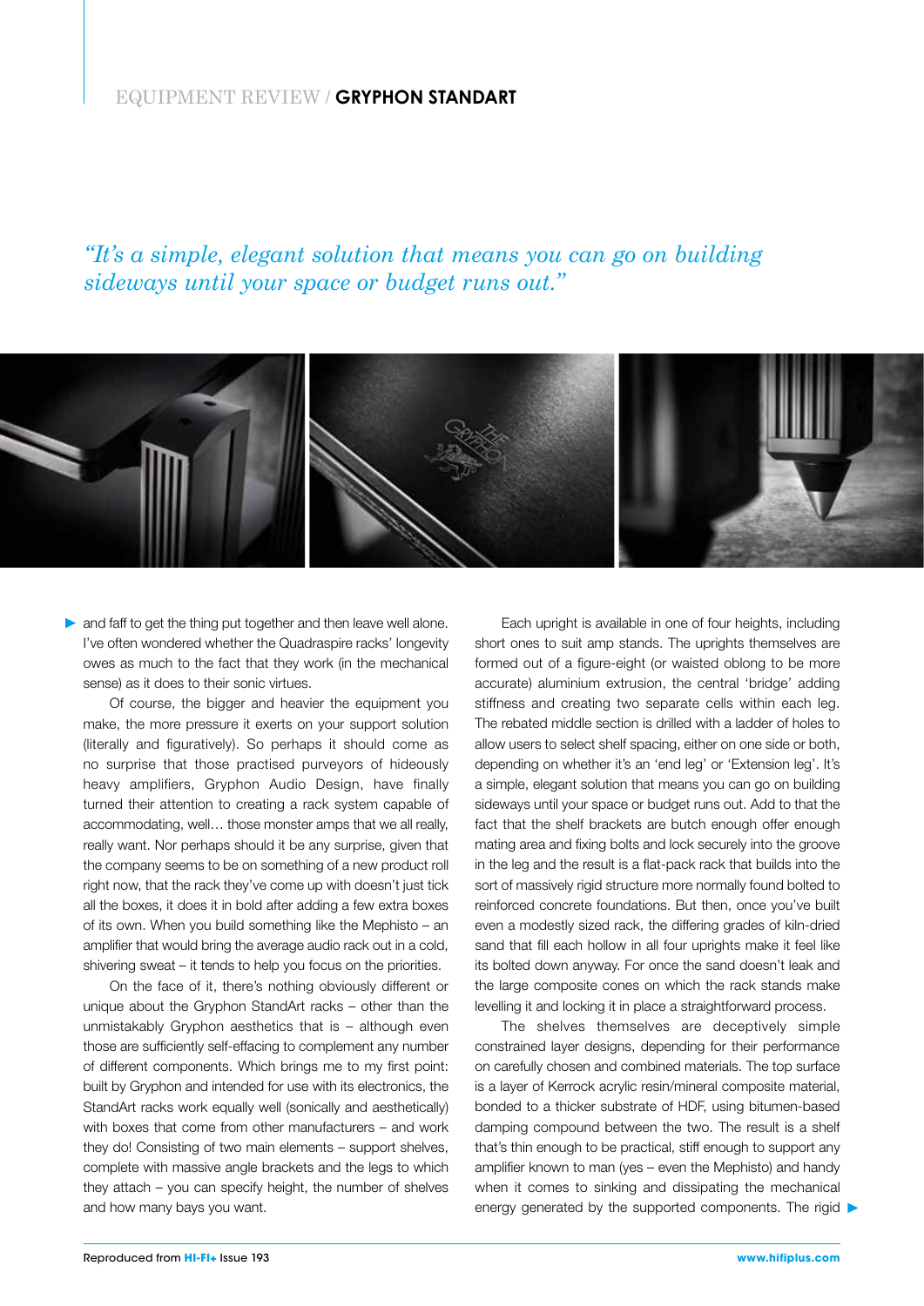*"It's a simple, elegant solution that means you can go on building sideways until your space or budget runs out."*

and faff to get the thing put together and then leave well alone. I've often wondered whether the Quadraspire racks' longevity owes as much to the fact that they work (in the mechanical sense) as it does to their sonic virtues.

Of course, the bigger and heavier the equipment you make, the more pressure it exerts on your support solution (literally and figuratively). So perhaps it should come as no surprise that those practised purveyors of hideously heavy amplifiers, Gryphon Audio Design, have finally turned their attention to creating a rack system capable of accommodating, well… those monster amps that we all really, really want. Nor perhaps should it be any surprise, given that the company seems to be on something of a new product roll right now, that the rack they've come up with doesn't just tick all the boxes, it does it in bold after adding a few extra boxes of its own. When you build something like the Mephisto – an amplifier that would bring the average audio rack out in a cold, shivering sweat – it tends to help you focus on the priorities.

On the face of it, there's nothing obviously different or unique about the Gryphon StandArt racks – other than the unmistakably Gryphon aesthetics that is – although even those are sufficiently self-effacing to complement any number of different components. Which brings me to my first point: built by Gryphon and intended for use with its electronics, the StandArt racks work equally well (sonically and aesthetically) with boxes that come from other manufacturers – and work they do! Consisting of two main elements – support shelves, complete with massive angle brackets and the legs to which they attach – you can specify height, the number of shelves and how many bays you want.

Each upright is available in one of four heights, including short ones to suit amp stands. The uprights themselves are formed out of a figure-eight (or waisted oblong to be more accurate) aluminium extrusion, the central 'bridge' adding stiffness and creating two separate cells within each leg. The rebated middle section is drilled with a ladder of holes to allow users to select shelf spacing, either on one side or both, depending on whether it's an 'end leg' or 'Extension leg'. It's a simple, elegant solution that means you can go on building sideways until your space or budget runs out. Add to that the fact that the shelf brackets are butch enough offer enough mating area and fixing bolts and lock securely into the groove in the leg and the result is a flat-pack rack that builds into the sort of massively rigid structure more normally found bolted to reinforced concrete foundations. But then, once you've built even a modestly sized rack, the differing grades of kiln-dried sand that fill each hollow in all four uprights make it feel like its bolted down anyway. For once the sand doesn't leak and the large composite cones on which the rack stands make levelling it and locking it in place a straightforward process.

The shelves themselves are deceptively simple constrained layer designs, depending for their performance on carefully chosen and combined materials. The top surface is a layer of Kerrock acrylic resin/mineral composite material, bonded to a thicker substrate of HDF, using bitumen-based damping compound between the two. The result is a shelf that's thin enough to be practical, stiff enough to support any amplifier known to man (yes – even the Mephisto) and handy when it comes to sinking and dissipating the mechanical energy generated by the supported components. The rigid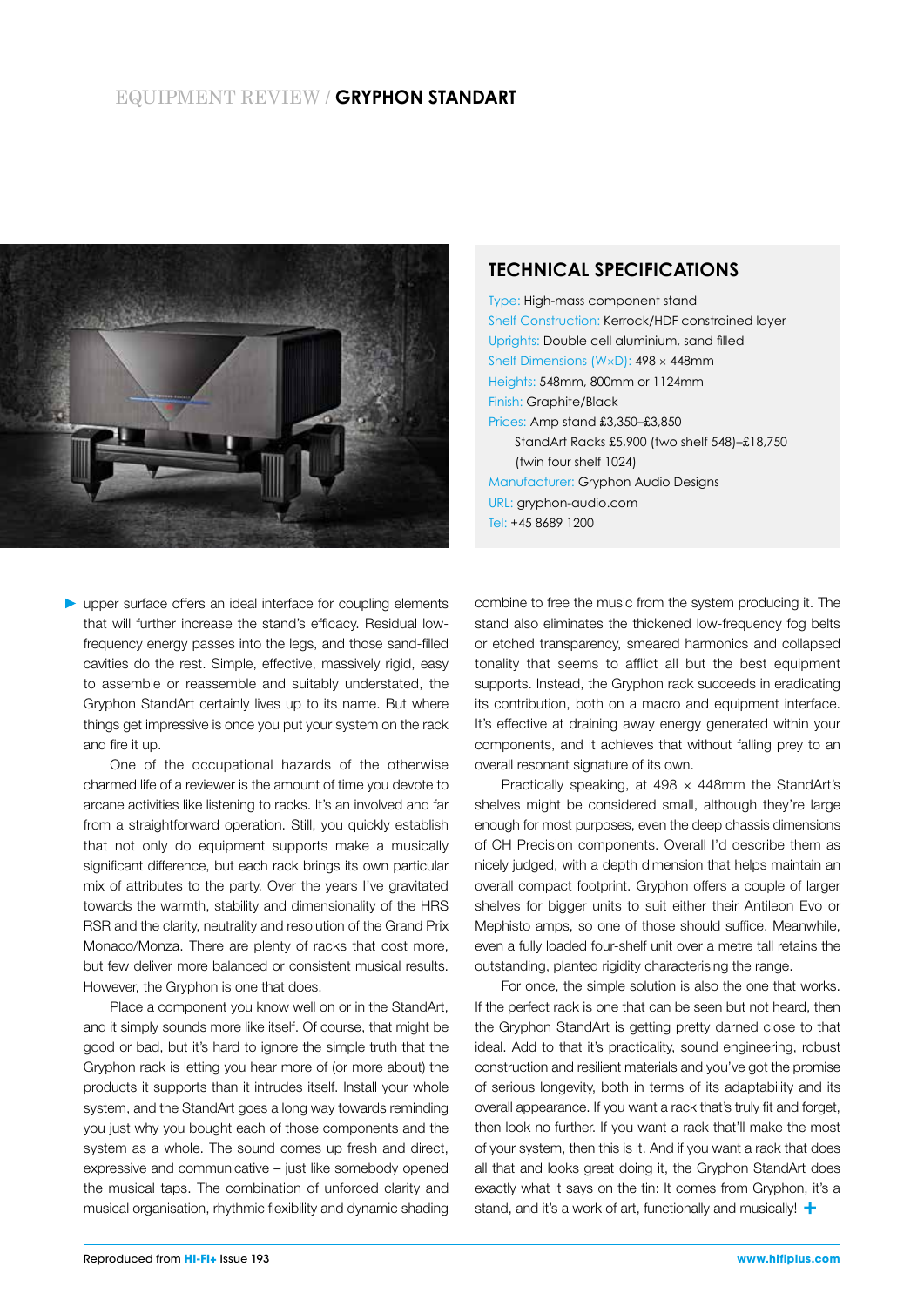## TECHNICAL SPECIFICATIONS

Type: High-mass component stand
Shelf Construction: Kerrock/HDF constrained layer
Uprights: Double cell aluminium, sand filled
Shelf Dimensions (W×D): 498 × 448mm
Heights: 548mm, 800mm or 1124mm
Finish: Graphite/Black
Prices: Amp stand £3,350–£3,850
StandArt Racks £5,900 (two shelf 548)–£18,750 (twin four shelf 1024)
Manufacturer: Gryphon Audio Designs
URL: gryphon-audio.com
Tel: +45 8689 1200

upper surface offers an ideal interface for coupling elements that will further increase the stand's efficacy. Residual low-frequency energy passes into the legs, and those sand-filled cavities do the rest. Simple, effective, massively rigid, easy to assemble or reassemble and suitably understated, the Gryphon StandArt certainly lives up to its name. But where things get impressive is once you put your system on the rack and fire it up.

One of the occupational hazards of the otherwise charmed life of a reviewer is the amount of time you devote to arcane activities like listening to racks. It's an involved and far from a straightforward operation. Still, you quickly establish that not only do equipment supports make a musically significant difference, but each rack brings its own particular mix of attributes to the party. Over the years I've gravitated towards the warmth, stability and dimensionality of the HRS RSR and the clarity, neutrality and resolution of the Grand Prix Monaco/Monza. There are plenty of racks that cost more, but few deliver more balanced or consistent musical results. However, the Gryphon is one that does.

Place a component you know well on or in the StandArt, and it simply sounds more like itself. Of course, that might be good or bad, but it's hard to ignore the simple truth that the Gryphon rack is letting you hear more of (or more about) the products it supports than it intrudes itself. Install your whole system, and the StandArt goes a long way towards reminding you just why you bought each of those components and the system as a whole. The sound comes up fresh and direct, expressive and communicative – just like somebody opened the musical taps. The combination of unforced clarity and musical organisation, rhythmic flexibility and dynamic shading combine to free the music from the system producing it. The stand also eliminates the thickened low-frequency fog belts or etched transparency, smeared harmonics and collapsed tonality that seems to afflict all but the best equipment supports. Instead, the Gryphon rack succeeds in eradicating its contribution, both on a macro and equipment interface. It's effective at draining away energy generated within your components, and it achieves that without falling prey to an overall resonant signature of its own.

Practically speaking, at 498 × 448mm the StandArt's shelves might be considered small, although they're large enough for most purposes, even the deep chassis dimensions of CH Precision components. Overall I'd describe them as nicely judged, with a depth dimension that helps maintain an overall compact footprint. Gryphon offers a couple of larger shelves for bigger units to suit either their Antileon Evo or Mephisto amps, so one of those should suffice. Meanwhile, even a fully loaded four-shelf unit over a metre tall retains the outstanding, planted rigidity characterising the range.

For once, the simple solution is also the one that works. If the perfect rack is one that can be seen but not heard, then the Gryphon StandArt is getting pretty darned close to that ideal. Add to that it's practicality, sound engineering, robust construction and resilient materials and you've got the promise of serious longevity, both in terms of its adaptability and its overall appearance. If you want a rack that's truly fit and forget, then look no further. If you want a rack that'll make the most of your system, then this is it. And if you want a rack that does all that and looks great doing it, the Gryphon StandArt does exactly what it says on the tin: It comes from Gryphon, it's a stand, and it's a work of art, functionally and musically! +

Reproduced from HI-FI+ Issue 193